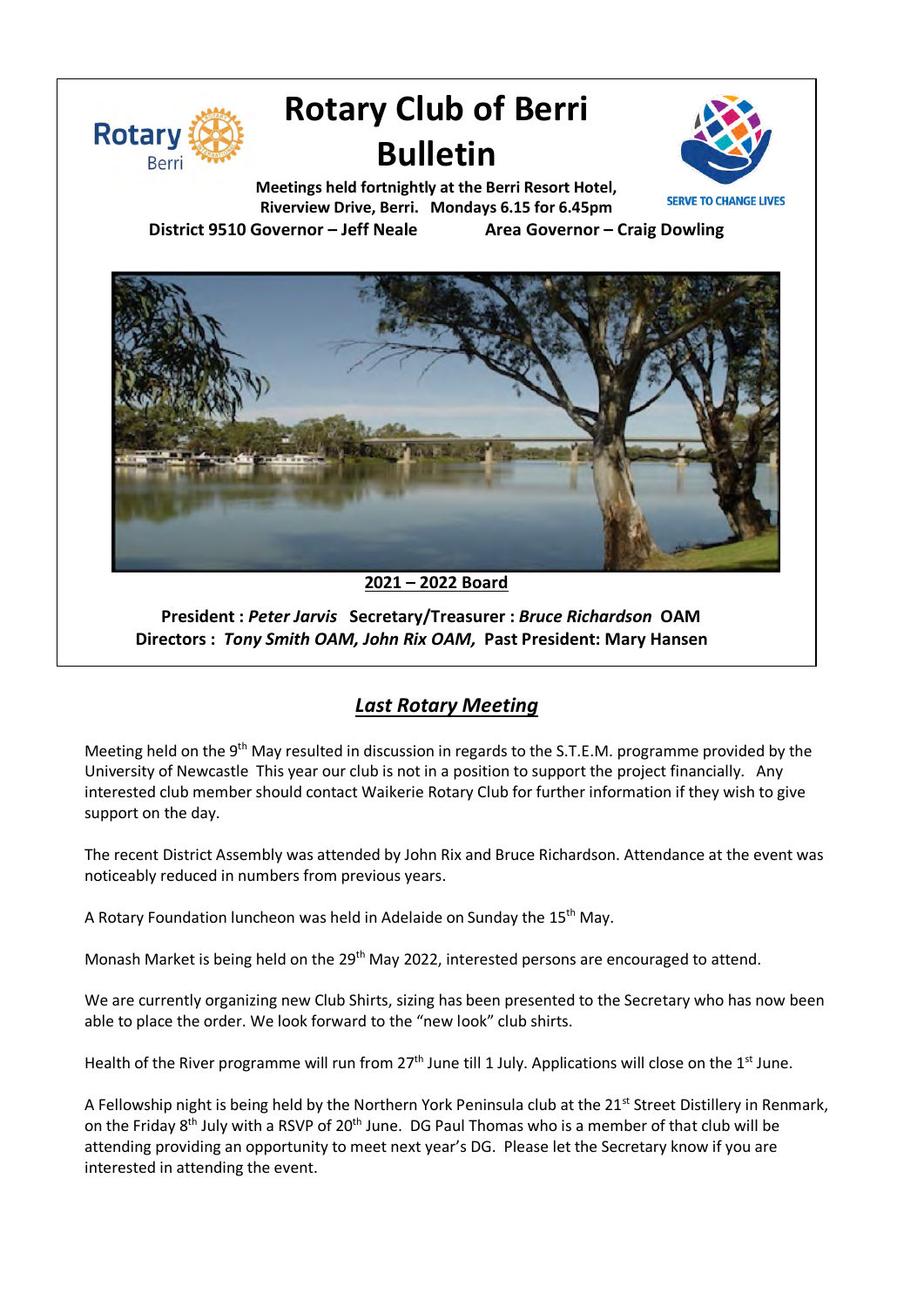# Rotary Club of Berri Bulletin

**Meetings held fortnightly at the Berri Resort Hotel, Riverview Drive, Berri. Mondays 6.15 for 6.45pm**

SERVE TO CHANGE LIVES

**District 9510 Governor – Jeff Neale** **Area Governor – Craig Dowling**

**2021 – 2022 Board**

**President :** ***Peter Jarvis*** **Secretary/Treasurer :** ***Bruce Richardson*** **OAM**
**Directors :** ***Tony Smith OAM, John Rix OAM,*** **Past President: Mary Hansen**

## *Last Rotary Meeting*

Meeting held on the 9th May resulted in discussion in regards to the S.T.E.M. programme provided by the University of Newcastle This year our club is not in a position to support the project financially. Any interested club member should contact Waikerie Rotary Club for further information if they wish to give support on the day.

The recent District Assembly was attended by John Rix and Bruce Richardson. Attendance at the event was noticeably reduced in numbers from previous years.

A Rotary Foundation luncheon was held in Adelaide on Sunday the 15th May.

Monash Market is being held on the 29th May 2022, interested persons are encouraged to attend.

We are currently organizing new Club Shirts, sizing has been presented to the Secretary who has now been able to place the order. We look forward to the "new look" club shirts.

Health of the River programme will run from 27th June till 1 July. Applications will close on the 1st June.

A Fellowship night is being held by the Northern York Peninsula club at the 21st Street Distillery in Renmark, on the Friday 8th July with a RSVP of 20th June. DG Paul Thomas who is a member of that club will be attending providing an opportunity to meet next year's DG. Please let the Secretary know if you are interested in attending the event.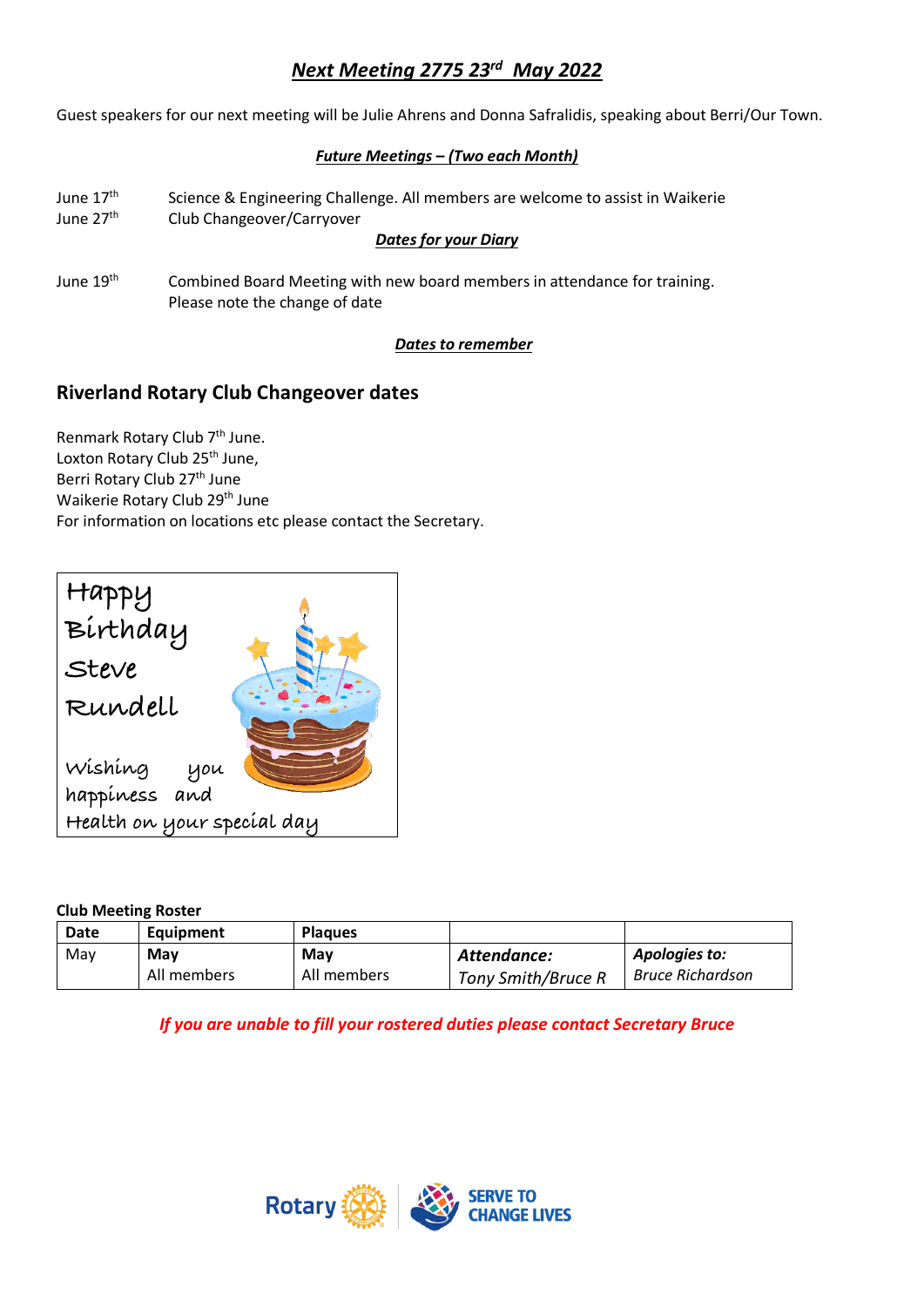## ***Next Meeting 2775 23rd May 2022***

Guest speakers for our next meeting will be Julie Ahrens and Donna Safralidis, speaking about Berri/Our Town.

***Future Meetings – (Two each Month)***

June 17th Science & Engineering Challenge. All members are welcome to assist in Waikerie

June 27th Club Changeover/Carryover

***Dates for your Diary***

June 19th Combined Board Meeting with new board members in attendance for training. Please note the change of date

***Dates to remember***

## Riverland Rotary Club Changeover dates

Renmark Rotary Club 7th June.
Loxton Rotary Club 25th June,
Berri Rotary Club 27th June
Waikerie Rotary Club 29th June
For information on locations etc please contact the Secretary.

Happy Birthday Steve Rundell

Wishing you happiness and Health on your special day

**Club Meeting Roster**

| Date | Equipment | Plaques | | |
|---|---|---|---|---|
| May | **May**<br>All members | **May**<br>All members | ***Attendance:***<br>*Tony Smith/Bruce R* | ***Apologies to:***<br>*Bruce Richardson* |

***If you are unable to fill your rostered duties please contact Secretary Bruce***

Rotary | SERVE TO CHANGE LIVES